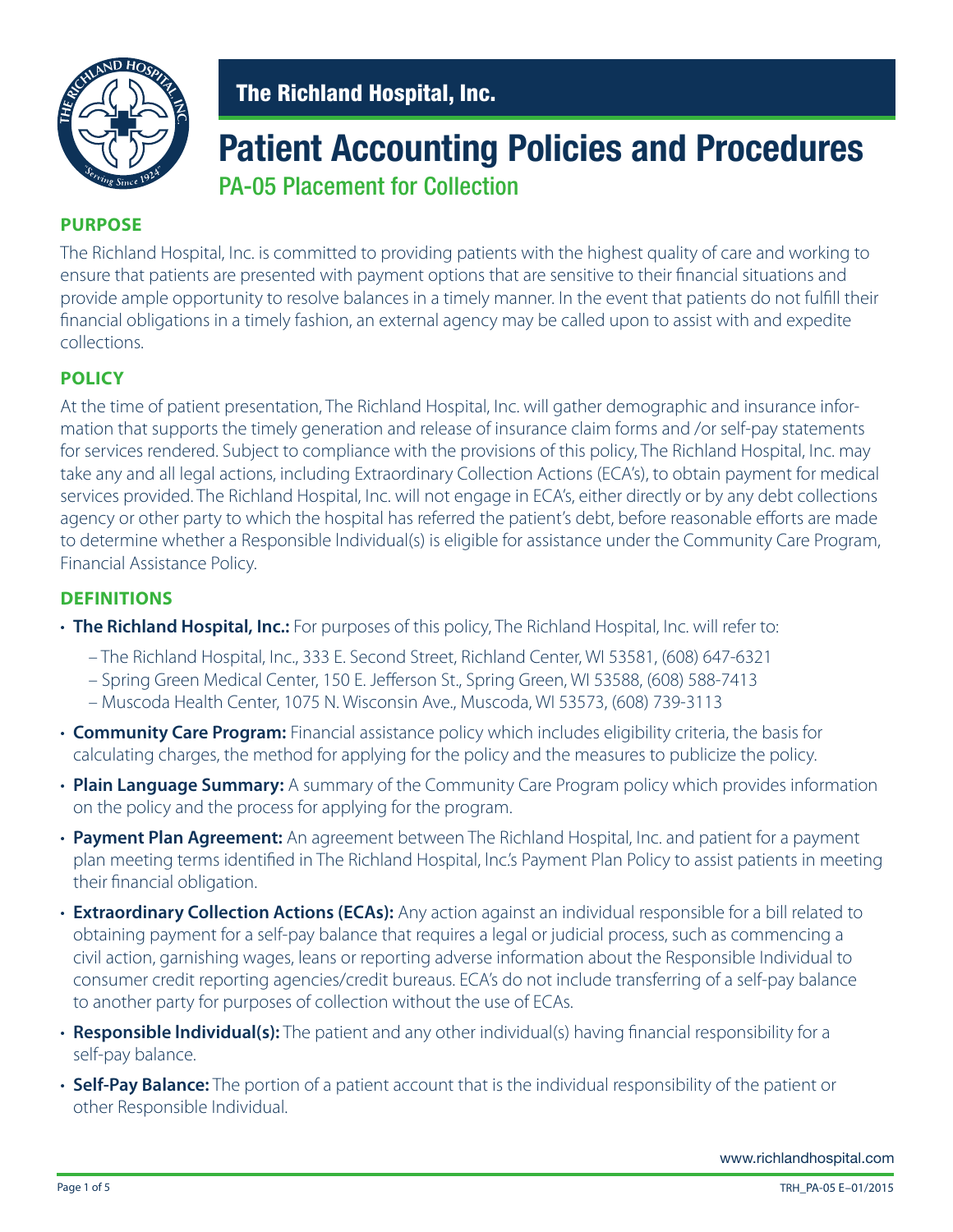# The Richland Hospital, Inc.

# Patient Accounting Policies and Procedures

## PA-05 Placement for Collection

### PURPOSE

The Richland Hospital, Inc. is committed to providing patients with the highest quality of care and working to ensure that patients are presented with payment options that are sensitive to their financial situations and provide ample opportunity to resolve balances in a timely manner. In the event that patients do not fulfill their financial obligations in a timely fashion, an external agency may be called upon to assist with and expedite collections.

### POLICY

At the time of patient presentation, The Richland Hospital, Inc. will gather demographic and insurance information that supports the timely generation and release of insurance claim forms and /or self-pay statements for services rendered. Subject to compliance with the provisions of this policy, The Richland Hospital, Inc. may take any and all legal actions, including Extraordinary Collection Actions (ECA's), to obtain payment for medical services provided. The Richland Hospital, Inc. will not engage in ECA's, either directly or by any debt collections agency or other party to which the hospital has referred the patient's debt, before reasonable efforts are made to determine whether a Responsible Individual(s) is eligible for assistance under the Community Care Program, Financial Assistance Policy.

### DEFINITIONS

- **The Richland Hospital, Inc.:** For purposes of this policy, The Richland Hospital, Inc. will refer to:
  - The Richland Hospital, Inc., 333 E. Second Street, Richland Center, WI 53581, (608) 647-6321
  - Spring Green Medical Center, 150 E. Jefferson St., Spring Green, WI 53588, (608) 588-7413
  - Muscoda Health Center, 1075 N. Wisconsin Ave., Muscoda, WI 53573, (608) 739-3113
- **Community Care Program:** Financial assistance policy which includes eligibility criteria, the basis for calculating charges, the method for applying for the policy and the measures to publicize the policy.
- **Plain Language Summary:** A summary of the Community Care Program policy which provides information on the policy and the process for applying for the program.
- **Payment Plan Agreement:** An agreement between The Richland Hospital, Inc. and patient for a payment plan meeting terms identified in The Richland Hospital, Inc.'s Payment Plan Policy to assist patients in meeting their financial obligation.
- **Extraordinary Collection Actions (ECAs):** Any action against an individual responsible for a bill related to obtaining payment for a self-pay balance that requires a legal or judicial process, such as commencing a civil action, garnishing wages, leans or reporting adverse information about the Responsible Individual to consumer credit reporting agencies/credit bureaus. ECA's do not include transferring of a self-pay balance to another party for purposes of collection without the use of ECAs.
- **Responsible Individual(s):** The patient and any other individual(s) having financial responsibility for a self-pay balance.
- **Self-Pay Balance:** The portion of a patient account that is the individual responsibility of the patient or other Responsible Individual.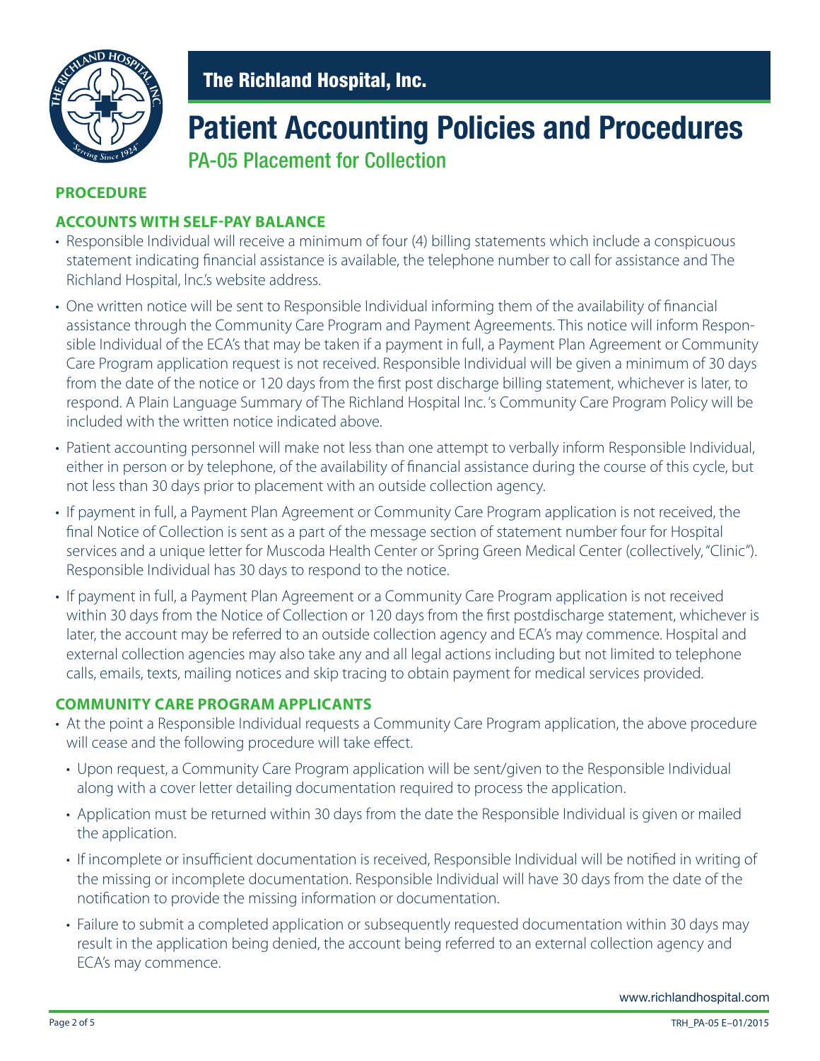# The Richland Hospital, Inc.

# Patient Accounting Policies and Procedures

## PA-05 Placement for Collection

### PROCEDURE

### ACCOUNTS WITH SELF-PAY BALANCE

- Responsible Individual will receive a minimum of four (4) billing statements which include a conspicuous statement indicating financial assistance is available, the telephone number to call for assistance and The Richland Hospital, Inc.'s website address.
- One written notice will be sent to Responsible Individual informing them of the availability of financial assistance through the Community Care Program and Payment Agreements. This notice will inform Responsible Individual of the ECA's that may be taken if a payment in full, a Payment Plan Agreement or Community Care Program application request is not received. Responsible Individual will be given a minimum of 30 days from the date of the notice or 120 days from the first post discharge billing statement, whichever is later, to respond. A Plain Language Summary of The Richland Hospital Inc. 's Community Care Program Policy will be included with the written notice indicated above.
- Patient accounting personnel will make not less than one attempt to verbally inform Responsible Individual, either in person or by telephone, of the availability of financial assistance during the course of this cycle, but not less than 30 days prior to placement with an outside collection agency.
- If payment in full, a Payment Plan Agreement or Community Care Program application is not received, the final Notice of Collection is sent as a part of the message section of statement number four for Hospital services and a unique letter for Muscoda Health Center or Spring Green Medical Center (collectively, "Clinic"). Responsible Individual has 30 days to respond to the notice.
- If payment in full, a Payment Plan Agreement or a Community Care Program application is not received within 30 days from the Notice of Collection or 120 days from the first postdischarge statement, whichever is later, the account may be referred to an outside collection agency and ECA's may commence. Hospital and external collection agencies may also take any and all legal actions including but not limited to telephone calls, emails, texts, mailing notices and skip tracing to obtain payment for medical services provided.

### COMMUNITY CARE PROGRAM APPLICANTS

- At the point a Responsible Individual requests a Community Care Program application, the above procedure will cease and the following procedure will take effect.
  - Upon request, a Community Care Program application will be sent/given to the Responsible Individual along with a cover letter detailing documentation required to process the application.
  - Application must be returned within 30 days from the date the Responsible Individual is given or mailed the application.
  - If incomplete or insufficient documentation is received, Responsible Individual will be notified in writing of the missing or incomplete documentation. Responsible Individual will have 30 days from the date of the notification to provide the missing information or documentation.
  - Failure to submit a completed application or subsequently requested documentation within 30 days may result in the application being denied, the account being referred to an external collection agency and ECA's may commence.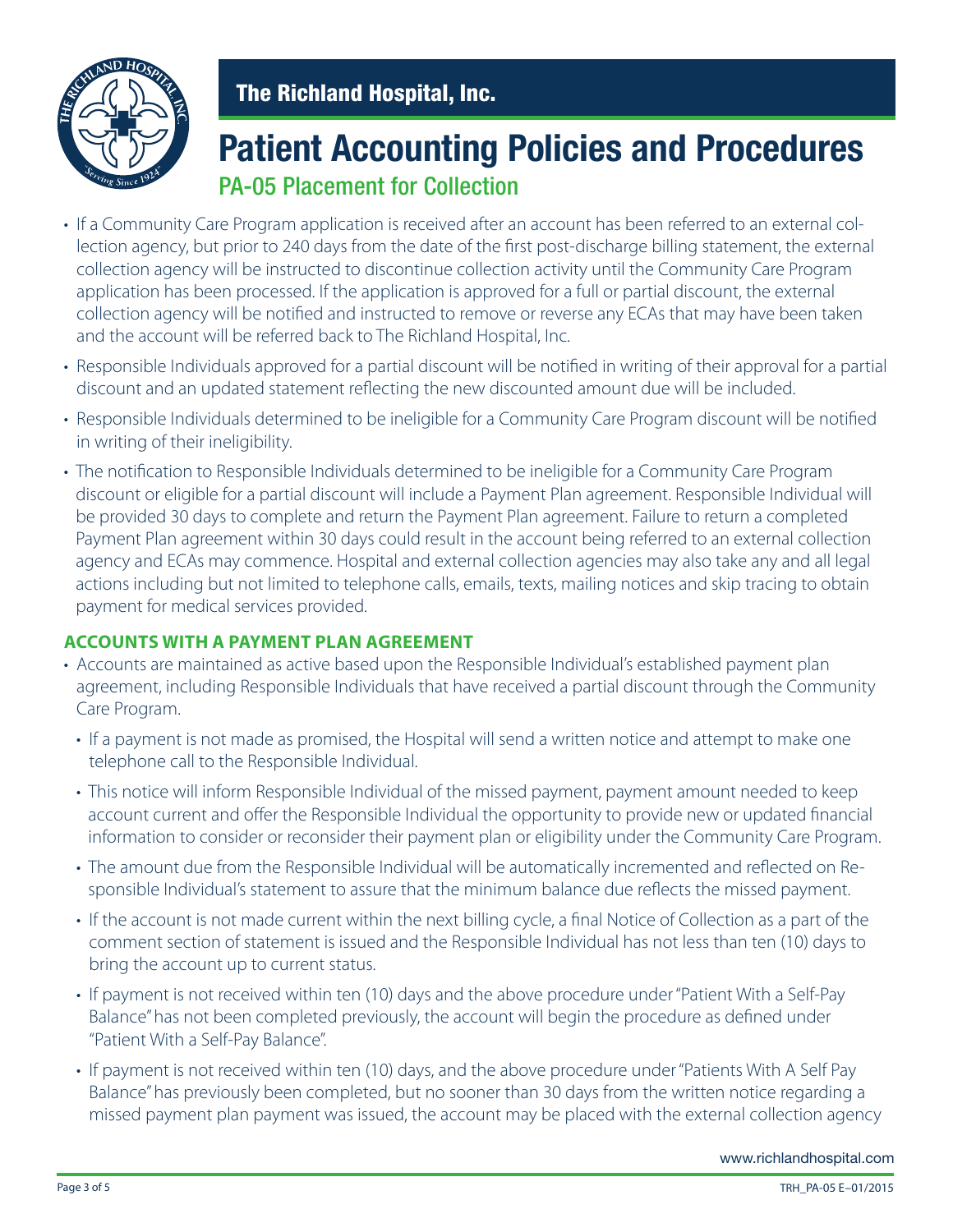- If a Community Care Program application is received after an account has been referred to an external collection agency, but prior to 240 days from the date of the first post-discharge billing statement, the external collection agency will be instructed to discontinue collection activity until the Community Care Program application has been processed. If the application is approved for a full or partial discount, the external collection agency will be notified and instructed to remove or reverse any ECAs that may have been taken and the account will be referred back to The Richland Hospital, Inc.
- Responsible Individuals approved for a partial discount will be notified in writing of their approval for a partial discount and an updated statement reflecting the new discounted amount due will be included.
- Responsible Individuals determined to be ineligible for a Community Care Program discount will be notified in writing of their ineligibility.
- The notification to Responsible Individuals determined to be ineligible for a Community Care Program discount or eligible for a partial discount will include a Payment Plan agreement. Responsible Individual will be provided 30 days to complete and return the Payment Plan agreement. Failure to return a completed Payment Plan agreement within 30 days could result in the account being referred to an external collection agency and ECAs may commence. Hospital and external collection agencies may also take any and all legal actions including but not limited to telephone calls, emails, texts, mailing notices and skip tracing to obtain payment for medical services provided.

### ACCOUNTS WITH A PAYMENT PLAN AGREEMENT

- Accounts are maintained as active based upon the Responsible Individual's established payment plan agreement, including Responsible Individuals that have received a partial discount through the Community Care Program.
  - If a payment is not made as promised, the Hospital will send a written notice and attempt to make one telephone call to the Responsible Individual.
  - This notice will inform Responsible Individual of the missed payment, payment amount needed to keep account current and offer the Responsible Individual the opportunity to provide new or updated financial information to consider or reconsider their payment plan or eligibility under the Community Care Program.
  - The amount due from the Responsible Individual will be automatically incremented and reflected on Responsible Individual's statement to assure that the minimum balance due reflects the missed payment.
  - If the account is not made current within the next billing cycle, a final Notice of Collection as a part of the comment section of statement is issued and the Responsible Individual has not less than ten (10) days to bring the account up to current status.
  - If payment is not received within ten (10) days and the above procedure under "Patient With a Self-Pay Balance" has not been completed previously, the account will begin the procedure as defined under "Patient With a Self-Pay Balance".
  - If payment is not received within ten (10) days, and the above procedure under "Patients With A Self Pay Balance" has previously been completed, but no sooner than 30 days from the written notice regarding a missed payment plan payment was issued, the account may be placed with the external collection agency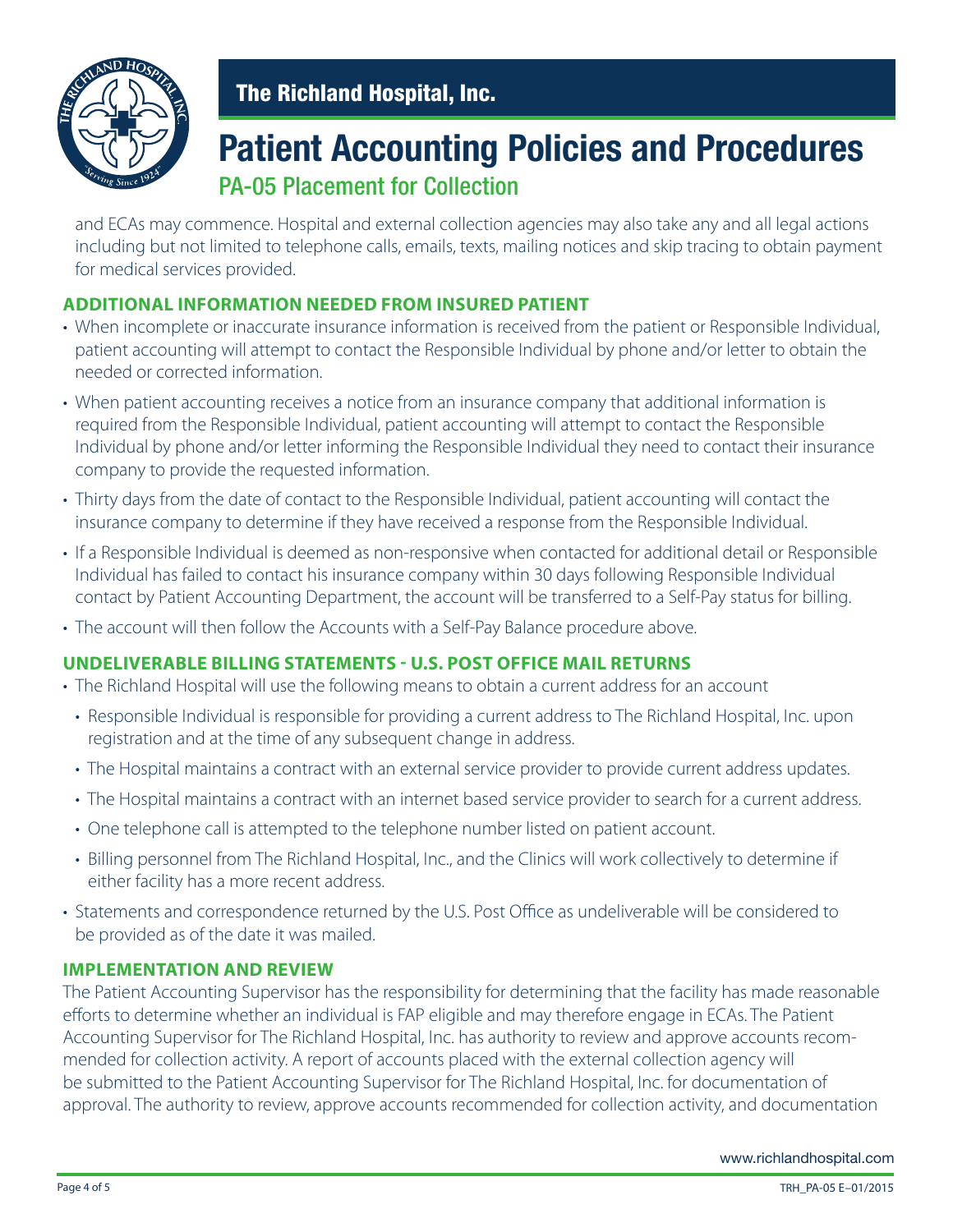and ECAs may commence. Hospital and external collection agencies may also take any and all legal actions including but not limited to telephone calls, emails, texts, mailing notices and skip tracing to obtain payment for medical services provided.

**ADDITIONAL INFORMATION NEEDED FROM INSURED PATIENT**

- When incomplete or inaccurate insurance information is received from the patient or Responsible Individual, patient accounting will attempt to contact the Responsible Individual by phone and/or letter to obtain the needed or corrected information.
- When patient accounting receives a notice from an insurance company that additional information is required from the Responsible Individual, patient accounting will attempt to contact the Responsible Individual by phone and/or letter informing the Responsible Individual they need to contact their insurance company to provide the requested information.
- Thirty days from the date of contact to the Responsible Individual, patient accounting will contact the insurance company to determine if they have received a response from the Responsible Individual.
- If a Responsible Individual is deemed as non-responsive when contacted for additional detail or Responsible Individual has failed to contact his insurance company within 30 days following Responsible Individual contact by Patient Accounting Department, the account will be transferred to a Self-Pay status for billing.
- The account will then follow the Accounts with a Self-Pay Balance procedure above.

**UNDELIVERABLE BILLING STATEMENTS - U.S. POST OFFICE MAIL RETURNS**

- The Richland Hospital will use the following means to obtain a current address for an account
  - Responsible Individual is responsible for providing a current address to The Richland Hospital, Inc. upon registration and at the time of any subsequent change in address.
  - The Hospital maintains a contract with an external service provider to provide current address updates.
  - The Hospital maintains a contract with an internet based service provider to search for a current address.
  - One telephone call is attempted to the telephone number listed on patient account.
  - Billing personnel from The Richland Hospital, Inc., and the Clinics will work collectively to determine if either facility has a more recent address.
- Statements and correspondence returned by the U.S. Post Office as undeliverable will be considered to be provided as of the date it was mailed.

**IMPLEMENTATION AND REVIEW**

The Patient Accounting Supervisor has the responsibility for determining that the facility has made reasonable efforts to determine whether an individual is FAP eligible and may therefore engage in ECAs. The Patient Accounting Supervisor for The Richland Hospital, Inc. has authority to review and approve accounts recommended for collection activity. A report of accounts placed with the external collection agency will be submitted to the Patient Accounting Supervisor for The Richland Hospital, Inc. for documentation of approval. The authority to review, approve accounts recommended for collection activity, and documentation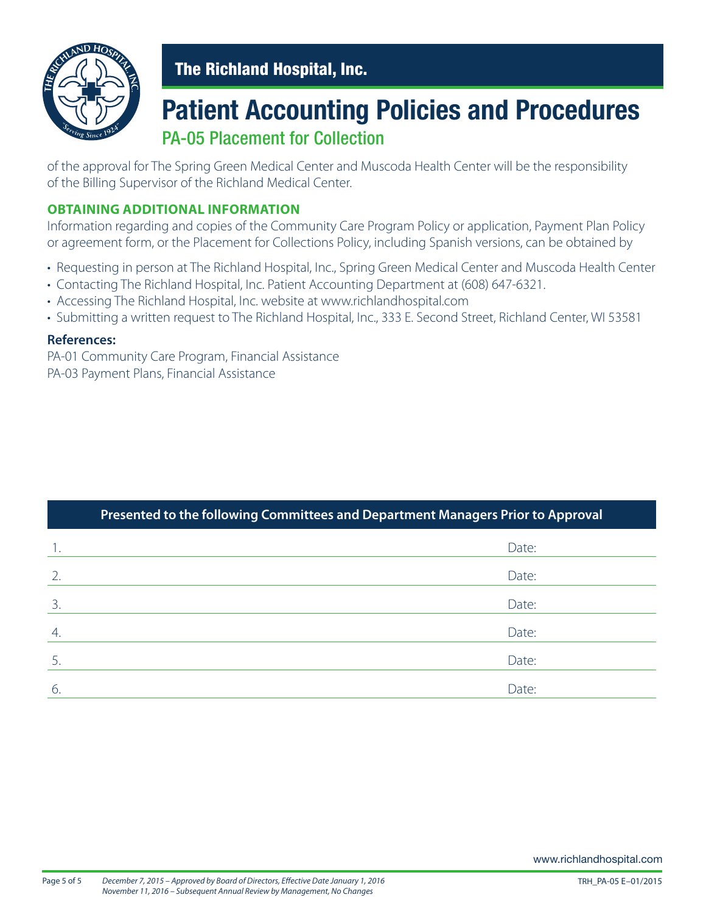of the approval for The Spring Green Medical Center and Muscoda Health Center will be the responsibility of the Billing Supervisor of the Richland Medical Center.

## OBTAINING ADDITIONAL INFORMATION

Information regarding and copies of the Community Care Program Policy or application, Payment Plan Policy or agreement form, or the Placement for Collections Policy, including Spanish versions, can be obtained by

- Requesting in person at The Richland Hospital, Inc., Spring Green Medical Center and Muscoda Health Center
- Contacting The Richland Hospital, Inc. Patient Accounting Department at (608) 647-6321.
- Accessing The Richland Hospital, Inc. website at www.richlandhospital.com
- Submitting a written request to The Richland Hospital, Inc., 333 E. Second Street, Richland Center, WI 53581

**References:**

PA-01 Community Care Program, Financial Assistance
PA-03 Payment Plans, Financial Assistance

| Presented to the following Committees and Department Managers Prior to Approval | |
|---|---|
| 1. | Date: |
| 2. | Date: |
| 3. | Date: |
| 4. | Date: |
| 5. | Date: |
| 6. | Date: |

*December 7, 2015 – Approved by Board of Directors, Effective Date January 1, 2016*
*November 11, 2016 – Subsequent Annual Review by Management, No Changes*

TRH_PA-05 E–01/2015